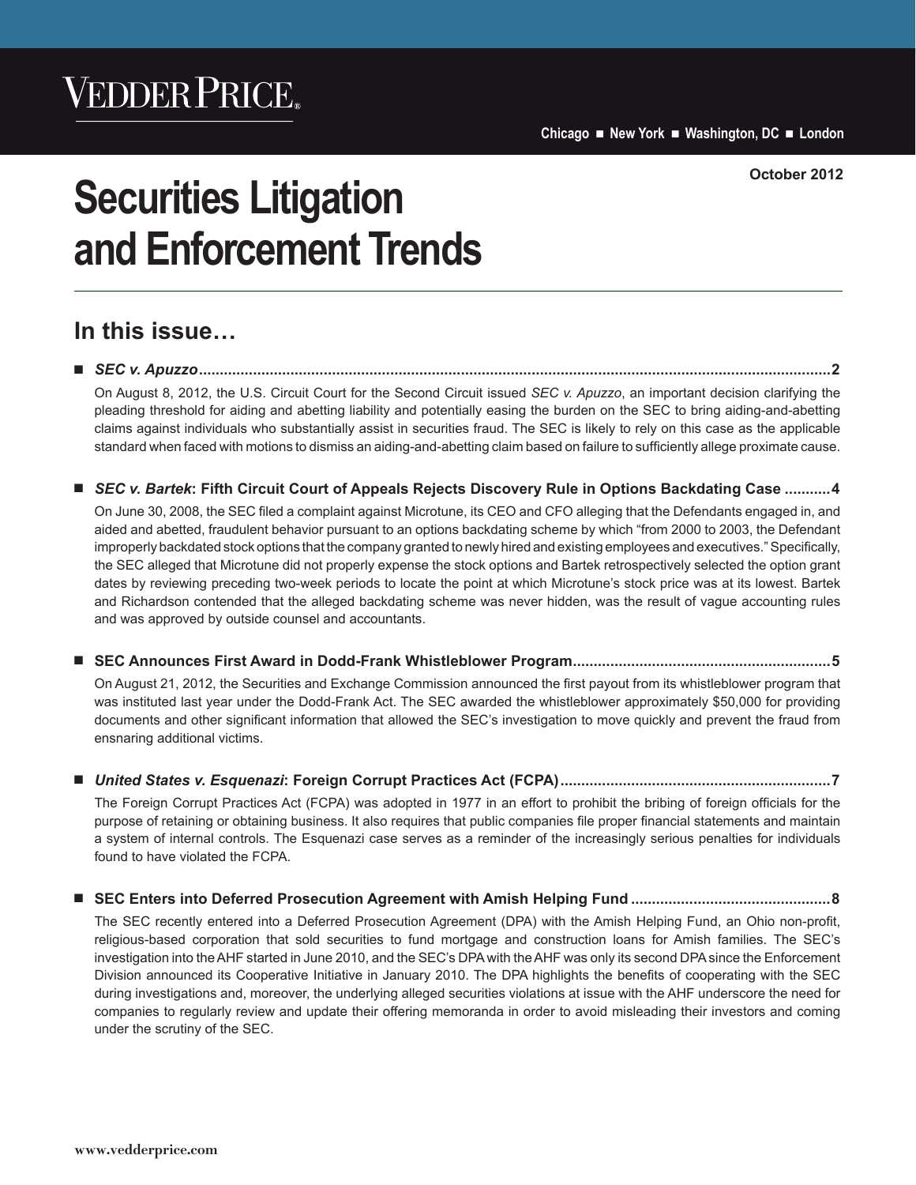VEDDER PRICE

Chicago ■ New York ■ Washington, DC ■ London

October 2012

# Securities Litigation and Enforcement Trends

## In this issue…

- ***SEC v. Apuzzo*** ......................................................................................2

  On August 8, 2012, the U.S. Circuit Court for the Second Circuit issued *SEC v. Apuzzo*, an important decision clarifying the pleading threshold for aiding and abetting liability and potentially easing the burden on the SEC to bring aiding-and-abetting claims against individuals who substantially assist in securities fraud. The SEC is likely to rely on this case as the applicable standard when faced with motions to dismiss an aiding-and-abetting claim based on failure to sufficiently allege proximate cause.

- ***SEC v. Bartek*: Fifth Circuit Court of Appeals Rejects Discovery Rule in Options Backdating Case** ...........4

  On June 30, 2008, the SEC filed a complaint against Microtune, its CEO and CFO alleging that the Defendants engaged in, and aided and abetted, fraudulent behavior pursuant to an options backdating scheme by which "from 2000 to 2003, the Defendant improperly backdated stock options that the company granted to newly hired and existing employees and executives." Specifically, the SEC alleged that Microtune did not properly expense the stock options and Bartek retrospectively selected the option grant dates by reviewing preceding two-week periods to locate the point at which Microtune's stock price was at its lowest. Bartek and Richardson contended that the alleged backdating scheme was never hidden, was the result of vague accounting rules and was approved by outside counsel and accountants.

- **SEC Announces First Award in Dodd-Frank Whistleblower Program**.............................................................5

  On August 21, 2012, the Securities and Exchange Commission announced the first payout from its whistleblower program that was instituted last year under the Dodd-Frank Act. The SEC awarded the whistleblower approximately $50,000 for providing documents and other significant information that allowed the SEC's investigation to move quickly and prevent the fraud from ensnaring additional victims.

- ***United States v. Esquenazi*: Foreign Corrupt Practices Act (FCPA)**................................................................7

  The Foreign Corrupt Practices Act (FCPA) was adopted in 1977 in an effort to prohibit the bribing of foreign officials for the purpose of retaining or obtaining business. It also requires that public companies file proper financial statements and maintain a system of internal controls. The Esquenazi case serves as a reminder of the increasingly serious penalties for individuals found to have violated the FCPA.

- **SEC Enters into Deferred Prosecution Agreement with Amish Helping Fund** ...............................................8

  The SEC recently entered into a Deferred Prosecution Agreement (DPA) with the Amish Helping Fund, an Ohio non-profit, religious-based corporation that sold securities to fund mortgage and construction loans for Amish families. The SEC's investigation into the AHF started in June 2010, and the SEC's DPA with the AHF was only its second DPA since the Enforcement Division announced its Cooperative Initiative in January 2010. The DPA highlights the benefits of cooperating with the SEC during investigations and, moreover, the underlying alleged securities violations at issue with the AHF underscore the need for companies to regularly review and update their offering memoranda in order to avoid misleading their investors and coming under the scrutiny of the SEC.

www.vedderprice.com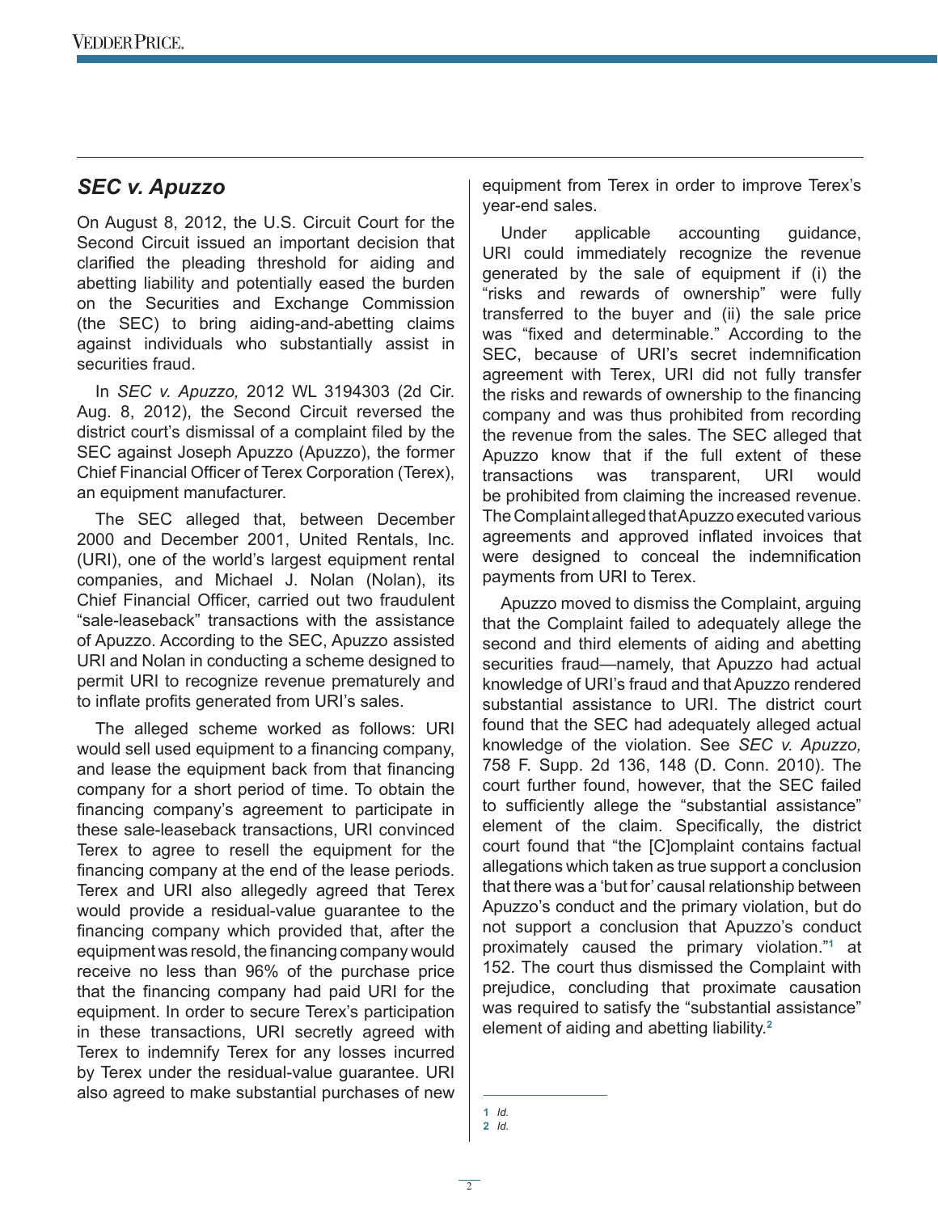## *SEC v. Apuzzo*

On August 8, 2012, the U.S. Circuit Court for the Second Circuit issued an important decision that clarified the pleading threshold for aiding and abetting liability and potentially eased the burden on the Securities and Exchange Commission (the SEC) to bring aiding-and-abetting claims against individuals who substantially assist in securities fraud.

In *SEC v. Apuzzo,* 2012 WL 3194303 (2d Cir. Aug. 8, 2012), the Second Circuit reversed the district court's dismissal of a complaint filed by the SEC against Joseph Apuzzo (Apuzzo), the former Chief Financial Officer of Terex Corporation (Terex), an equipment manufacturer.

The SEC alleged that, between December 2000 and December 2001, United Rentals, Inc. (URI), one of the world's largest equipment rental companies, and Michael J. Nolan (Nolan), its Chief Financial Officer, carried out two fraudulent "sale-leaseback" transactions with the assistance of Apuzzo. According to the SEC, Apuzzo assisted URI and Nolan in conducting a scheme designed to permit URI to recognize revenue prematurely and to inflate profits generated from URI's sales.

The alleged scheme worked as follows: URI would sell used equipment to a financing company, and lease the equipment back from that financing company for a short period of time. To obtain the financing company's agreement to participate in these sale-leaseback transactions, URI convinced Terex to agree to resell the equipment for the financing company at the end of the lease periods. Terex and URI also allegedly agreed that Terex would provide a residual-value guarantee to the financing company which provided that, after the equipment was resold, the financing company would receive no less than 96% of the purchase price that the financing company had paid URI for the equipment. In order to secure Terex's participation in these transactions, URI secretly agreed with Terex to indemnify Terex for any losses incurred by Terex under the residual-value guarantee. URI also agreed to make substantial purchases of new equipment from Terex in order to improve Terex's year-end sales.

Under applicable accounting guidance, URI could immediately recognize the revenue generated by the sale of equipment if (i) the "risks and rewards of ownership" were fully transferred to the buyer and (ii) the sale price was "fixed and determinable." According to the SEC, because of URI's secret indemnification agreement with Terex, URI did not fully transfer the risks and rewards of ownership to the financing company and was thus prohibited from recording the revenue from the sales. The SEC alleged that Apuzzo know that if the full extent of these transactions was transparent, URI would be prohibited from claiming the increased revenue. The Complaint alleged that Apuzzo executed various agreements and approved inflated invoices that were designed to conceal the indemnification payments from URI to Terex.

Apuzzo moved to dismiss the Complaint, arguing that the Complaint failed to adequately allege the second and third elements of aiding and abetting securities fraud—namely, that Apuzzo had actual knowledge of URI's fraud and that Apuzzo rendered substantial assistance to URI. The district court found that the SEC had adequately alleged actual knowledge of the violation. See *SEC v. Apuzzo,* 758 F. Supp. 2d 136, 148 (D. Conn. 2010). The court further found, however, that the SEC failed to sufficiently allege the "substantial assistance" element of the claim. Specifically, the district court found that "the [C]omplaint contains factual allegations which taken as true support a conclusion that there was a 'but for' causal relationship between Apuzzo's conduct and the primary violation, but do not support a conclusion that Apuzzo's conduct proximately caused the primary violation."[1] at 152. The court thus dismissed the Complaint with prejudice, concluding that proximate causation was required to satisfy the "substantial assistance" element of aiding and abetting liability.[2]

---

1 *Id.*
2 *Id.*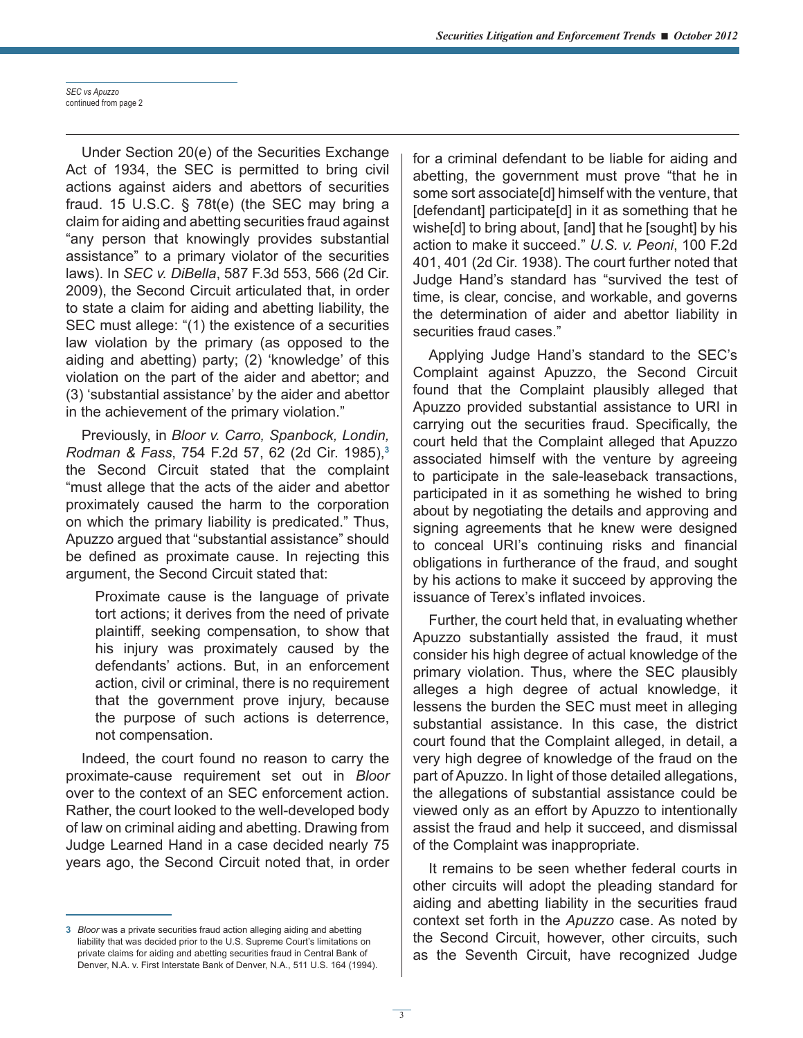*SEC vs Apuzzo*
continued from page 2

Under Section 20(e) of the Securities Exchange Act of 1934, the SEC is permitted to bring civil actions against aiders and abettors of securities fraud. 15 U.S.C. § 78t(e) (the SEC may bring a claim for aiding and abetting securities fraud against "any person that knowingly provides substantial assistance" to a primary violator of the securities laws). In *SEC v. DiBella*, 587 F.3d 553, 566 (2d Cir. 2009), the Second Circuit articulated that, in order to state a claim for aiding and abetting liability, the SEC must allege: "(1) the existence of a securities law violation by the primary (as opposed to the aiding and abetting) party; (2) 'knowledge' of this violation on the part of the aider and abettor; and (3) 'substantial assistance' by the aider and abettor in the achievement of the primary violation."

Previously, in *Bloor v. Carro, Spanbock, Londin, Rodman & Fass*, 754 F.2d 57, 62 (2d Cir. 1985),[3] the Second Circuit stated that the complaint "must allege that the acts of the aider and abettor proximately caused the harm to the corporation on which the primary liability is predicated." Thus, Apuzzo argued that "substantial assistance" should be defined as proximate cause. In rejecting this argument, the Second Circuit stated that:

> Proximate cause is the language of private tort actions; it derives from the need of private plaintiff, seeking compensation, to show that his injury was proximately caused by the defendants' actions. But, in an enforcement action, civil or criminal, there is no requirement that the government prove injury, because the purpose of such actions is deterrence, not compensation.

Indeed, the court found no reason to carry the proximate-cause requirement set out in *Bloor* over to the context of an SEC enforcement action. Rather, the court looked to the well-developed body of law on criminal aiding and abetting. Drawing from Judge Learned Hand in a case decided nearly 75 years ago, the Second Circuit noted that, in order for a criminal defendant to be liable for aiding and abetting, the government must prove "that he in some sort associate[d] himself with the venture, that [defendant] participate[d] in it as something that he wishe[d] to bring about, [and] that he [sought] by his action to make it succeed." *U.S. v. Peoni*, 100 F.2d 401, 401 (2d Cir. 1938). The court further noted that Judge Hand's standard has "survived the test of time, is clear, concise, and workable, and governs the determination of aider and abettor liability in securities fraud cases."

Applying Judge Hand's standard to the SEC's Complaint against Apuzzo, the Second Circuit found that the Complaint plausibly alleged that Apuzzo provided substantial assistance to URI in carrying out the securities fraud. Specifically, the court held that the Complaint alleged that Apuzzo associated himself with the venture by agreeing to participate in the sale-leaseback transactions, participated in it as something he wished to bring about by negotiating the details and approving and signing agreements that he knew were designed to conceal URI's continuing risks and financial obligations in furtherance of the fraud, and sought by his actions to make it succeed by approving the issuance of Terex's inflated invoices.

Further, the court held that, in evaluating whether Apuzzo substantially assisted the fraud, it must consider his high degree of actual knowledge of the primary violation. Thus, where the SEC plausibly alleges a high degree of actual knowledge, it lessens the burden the SEC must meet in alleging substantial assistance. In this case, the district court found that the Complaint alleged, in detail, a very high degree of knowledge of the fraud on the part of Apuzzo. In light of those detailed allegations, the allegations of substantial assistance could be viewed only as an effort by Apuzzo to intentionally assist the fraud and help it succeed, and dismissal of the Complaint was inappropriate.

It remains to be seen whether federal courts in other circuits will adopt the pleading standard for aiding and abetting liability in the securities fraud context set forth in the *Apuzzo* case. As noted by the Second Circuit, however, other circuits, such as the Seventh Circuit, have recognized Judge

---

3 *Bloor* was a private securities fraud action alleging aiding and abetting liability that was decided prior to the U.S. Supreme Court's limitations on private claims for aiding and abetting securities fraud in Central Bank of Denver, N.A. v. First Interstate Bank of Denver, N.A., 511 U.S. 164 (1994).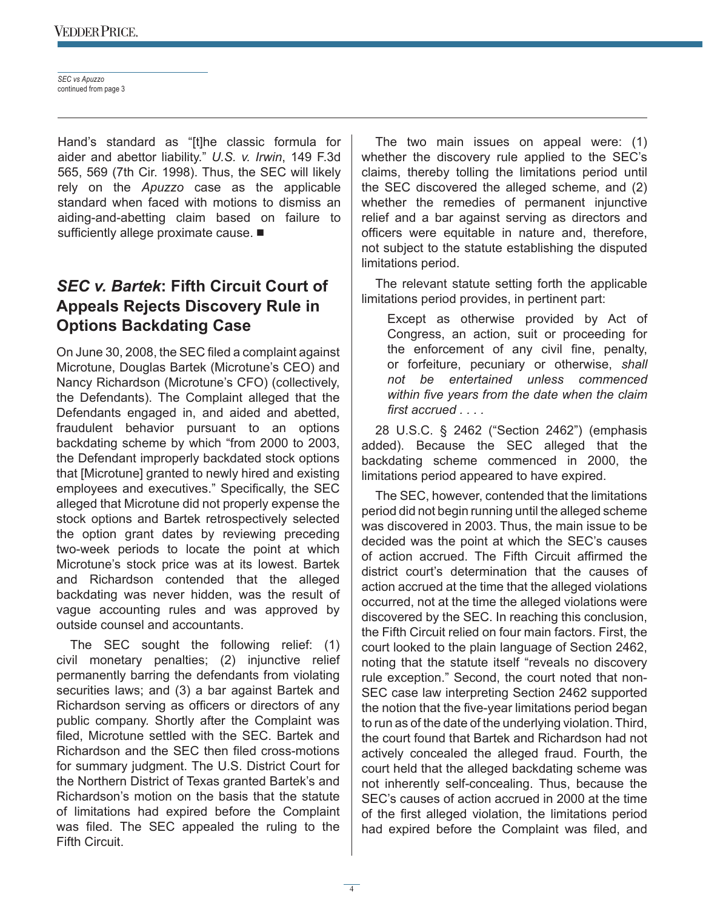*SEC vs Apuzzo*
continued from page 3

Hand's standard as "[t]he classic formula for aider and abettor liability." *U.S. v. Irwin*, 149 F.3d 565, 569 (7th Cir. 1998). Thus, the SEC will likely rely on the *Apuzzo* case as the applicable standard when faced with motions to dismiss an aiding-and-abetting claim based on failure to sufficiently allege proximate cause. ■

## *SEC v. Bartek*: Fifth Circuit Court of Appeals Rejects Discovery Rule in Options Backdating Case

On June 30, 2008, the SEC filed a complaint against Microtune, Douglas Bartek (Microtune's CEO) and Nancy Richardson (Microtune's CFO) (collectively, the Defendants). The Complaint alleged that the Defendants engaged in, and aided and abetted, fraudulent behavior pursuant to an options backdating scheme by which "from 2000 to 2003, the Defendant improperly backdated stock options that [Microtune] granted to newly hired and existing employees and executives." Specifically, the SEC alleged that Microtune did not properly expense the stock options and Bartek retrospectively selected the option grant dates by reviewing preceding two-week periods to locate the point at which Microtune's stock price was at its lowest. Bartek and Richardson contended that the alleged backdating was never hidden, was the result of vague accounting rules and was approved by outside counsel and accountants.

The SEC sought the following relief: (1) civil monetary penalties; (2) injunctive relief permanently barring the defendants from violating securities laws; and (3) a bar against Bartek and Richardson serving as officers or directors of any public company. Shortly after the Complaint was filed, Microtune settled with the SEC. Bartek and Richardson and the SEC then filed cross-motions for summary judgment. The U.S. District Court for the Northern District of Texas granted Bartek's and Richardson's motion on the basis that the statute of limitations had expired before the Complaint was filed. The SEC appealed the ruling to the Fifth Circuit.

The two main issues on appeal were: (1) whether the discovery rule applied to the SEC's claims, thereby tolling the limitations period until the SEC discovered the alleged scheme, and (2) whether the remedies of permanent injunctive relief and a bar against serving as directors and officers were equitable in nature and, therefore, not subject to the statute establishing the disputed limitations period.

The relevant statute setting forth the applicable limitations period provides, in pertinent part:

> Except as otherwise provided by Act of Congress, an action, suit or proceeding for the enforcement of any civil fine, penalty, or forfeiture, pecuniary or otherwise, *shall not be entertained unless commenced within five years from the date when the claim first accrued . . . .*

28 U.S.C. § 2462 ("Section 2462") (emphasis added). Because the SEC alleged that the backdating scheme commenced in 2000, the limitations period appeared to have expired.

The SEC, however, contended that the limitations period did not begin running until the alleged scheme was discovered in 2003. Thus, the main issue to be decided was the point at which the SEC's causes of action accrued. The Fifth Circuit affirmed the district court's determination that the causes of action accrued at the time that the alleged violations occurred, not at the time the alleged violations were discovered by the SEC. In reaching this conclusion, the Fifth Circuit relied on four main factors. First, the court looked to the plain language of Section 2462, noting that the statute itself "reveals no discovery rule exception." Second, the court noted that non-SEC case law interpreting Section 2462 supported the notion that the five-year limitations period began to run as of the date of the underlying violation. Third, the court found that Bartek and Richardson had not actively concealed the alleged fraud. Fourth, the court held that the alleged backdating scheme was not inherently self-concealing. Thus, because the SEC's causes of action accrued in 2000 at the time of the first alleged violation, the limitations period had expired before the Complaint was filed, and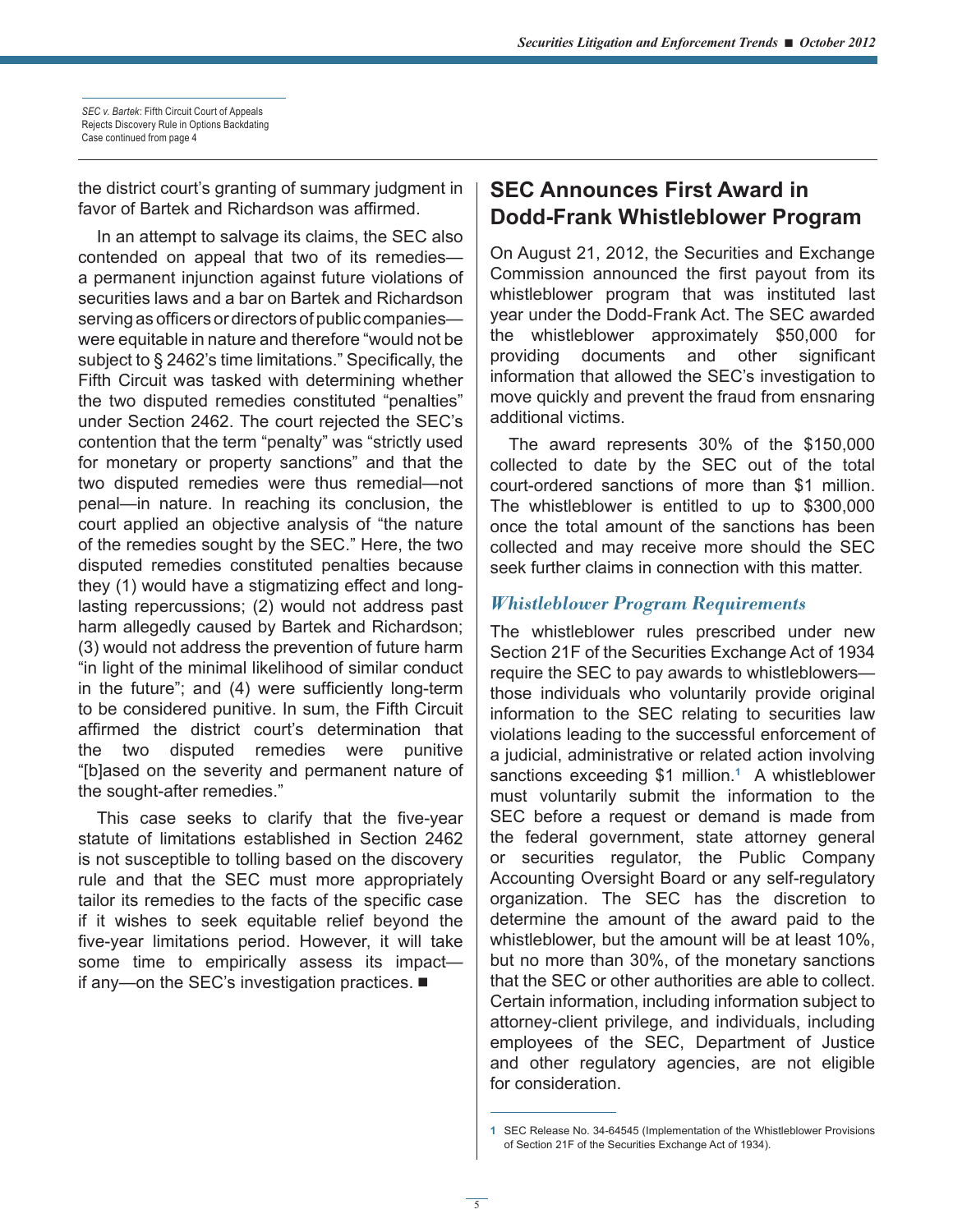*SEC v. Bartek*: Fifth Circuit Court of Appeals Rejects Discovery Rule in Options Backdating Case continued from page 4

the district court's granting of summary judgment in favor of Bartek and Richardson was affirmed.

In an attempt to salvage its claims, the SEC also contended on appeal that two of its remedies—a permanent injunction against future violations of securities laws and a bar on Bartek and Richardson serving as officers or directors of public companies—were equitable in nature and therefore "would not be subject to § 2462's time limitations." Specifically, the Fifth Circuit was tasked with determining whether the two disputed remedies constituted "penalties" under Section 2462. The court rejected the SEC's contention that the term "penalty" was "strictly used for monetary or property sanctions" and that the two disputed remedies were thus remedial—not penal—in nature. In reaching its conclusion, the court applied an objective analysis of "the nature of the remedies sought by the SEC." Here, the two disputed remedies constituted penalties because they (1) would have a stigmatizing effect and long-lasting repercussions; (2) would not address past harm allegedly caused by Bartek and Richardson; (3) would not address the prevention of future harm "in light of the minimal likelihood of similar conduct in the future"; and (4) were sufficiently long-term to be considered punitive. In sum, the Fifth Circuit affirmed the district court's determination that the two disputed remedies were punitive "[b]ased on the severity and permanent nature of the sought-after remedies."

This case seeks to clarify that the five-year statute of limitations established in Section 2462 is not susceptible to tolling based on the discovery rule and that the SEC must more appropriately tailor its remedies to the facts of the specific case if it wishes to seek equitable relief beyond the five-year limitations period. However, it will take some time to empirically assess its impact—if any—on the SEC's investigation practices. ■

## SEC Announces First Award in Dodd-Frank Whistleblower Program

On August 21, 2012, the Securities and Exchange Commission announced the first payout from its whistleblower program that was instituted last year under the Dodd-Frank Act. The SEC awarded the whistleblower approximately $50,000 for providing documents and other significant information that allowed the SEC's investigation to move quickly and prevent the fraud from ensnaring additional victims.

The award represents 30% of the $150,000 collected to date by the SEC out of the total court-ordered sanctions of more than $1 million. The whistleblower is entitled to up to $300,000 once the total amount of the sanctions has been collected and may receive more should the SEC seek further claims in connection with this matter.

### *Whistleblower Program Requirements*

The whistleblower rules prescribed under new Section 21F of the Securities Exchange Act of 1934 require the SEC to pay awards to whistleblowers—those individuals who voluntarily provide original information to the SEC relating to securities law violations leading to the successful enforcement of a judicial, administrative or related action involving sanctions exceeding $1 million.[1] A whistleblower must voluntarily submit the information to the SEC before a request or demand is made from the federal government, state attorney general or securities regulator, the Public Company Accounting Oversight Board or any self-regulatory organization. The SEC has the discretion to determine the amount of the award paid to the whistleblower, but the amount will be at least 10%, but no more than 30%, of the monetary sanctions that the SEC or other authorities are able to collect. Certain information, including information subject to attorney-client privilege, and individuals, including employees of the SEC, Department of Justice and other regulatory agencies, are not eligible for consideration.

---

1 SEC Release No. 34-64545 (Implementation of the Whistleblower Provisions of Section 21F of the Securities Exchange Act of 1934).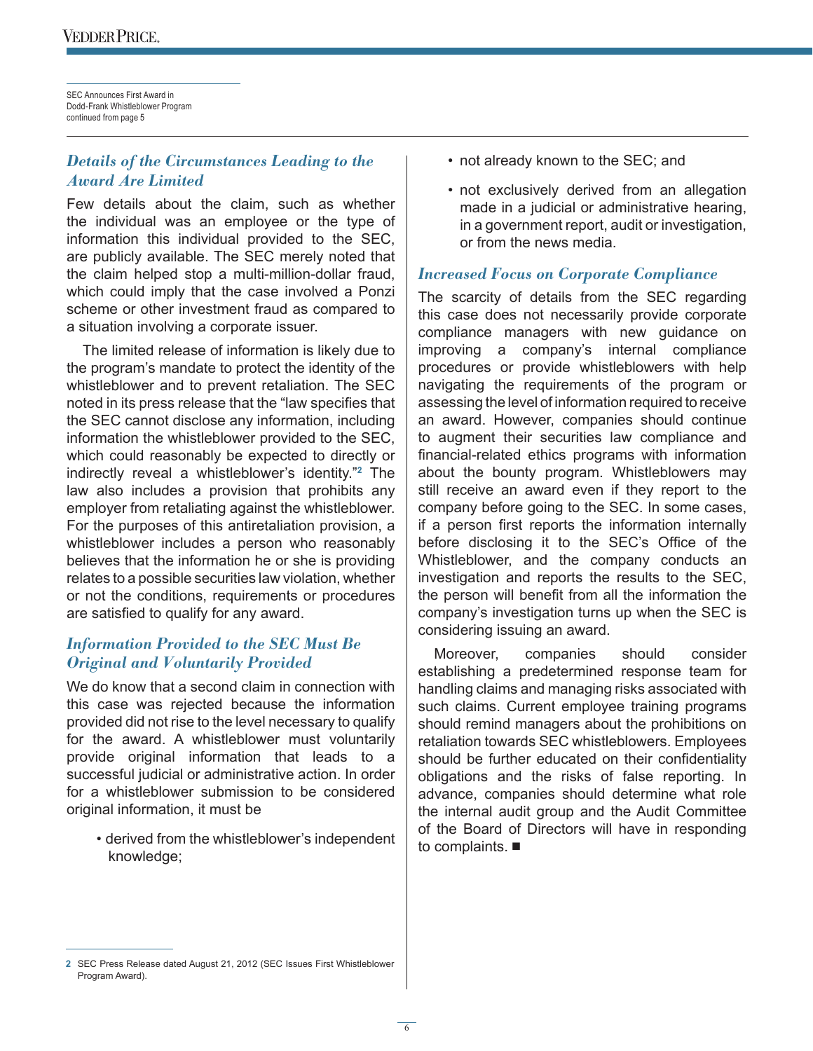SEC Announces First Award in Dodd-Frank Whistleblower Program
continued from page 5

## *Details of the Circumstances Leading to the Award Are Limited*

Few details about the claim, such as whether the individual was an employee or the type of information this individual provided to the SEC, are publicly available. The SEC merely noted that the claim helped stop a multi-million-dollar fraud, which could imply that the case involved a Ponzi scheme or other investment fraud as compared to a situation involving a corporate issuer.

The limited release of information is likely due to the program's mandate to protect the identity of the whistleblower and to prevent retaliation. The SEC noted in its press release that the "law specifies that the SEC cannot disclose any information, including information the whistleblower provided to the SEC, which could reasonably be expected to directly or indirectly reveal a whistleblower's identity."[2] The law also includes a provision that prohibits any employer from retaliating against the whistleblower. For the purposes of this antiretaliation provision, a whistleblower includes a person who reasonably believes that the information he or she is providing relates to a possible securities law violation, whether or not the conditions, requirements or procedures are satisfied to qualify for any award.

## *Information Provided to the SEC Must Be Original and Voluntarily Provided*

We do know that a second claim in connection with this case was rejected because the information provided did not rise to the level necessary to qualify for the award. A whistleblower must voluntarily provide original information that leads to a successful judicial or administrative action. In order for a whistleblower submission to be considered original information, it must be

- derived from the whistleblower's independent knowledge;
- not already known to the SEC; and
- not exclusively derived from an allegation made in a judicial or administrative hearing, in a government report, audit or investigation, or from the news media.

## *Increased Focus on Corporate Compliance*

The scarcity of details from the SEC regarding this case does not necessarily provide corporate compliance managers with new guidance on improving a company's internal compliance procedures or provide whistleblowers with help navigating the requirements of the program or assessing the level of information required to receive an award. However, companies should continue to augment their securities law compliance and financial-related ethics programs with information about the bounty program. Whistleblowers may still receive an award even if they report to the company before going to the SEC. In some cases, if a person first reports the information internally before disclosing it to the SEC's Office of the Whistleblower, and the company conducts an investigation and reports the results to the SEC, the person will benefit from all the information the company's investigation turns up when the SEC is considering issuing an award.

Moreover, companies should consider establishing a predetermined response team for handling claims and managing risks associated with such claims. Current employee training programs should remind managers about the prohibitions on retaliation towards SEC whistleblowers. Employees should be further educated on their confidentiality obligations and the risks of false reporting. In advance, companies should determine what role the internal audit group and the Audit Committee of the Board of Directors will have in responding to complaints. ■

---

2 SEC Press Release dated August 21, 2012 (SEC Issues First Whistleblower Program Award).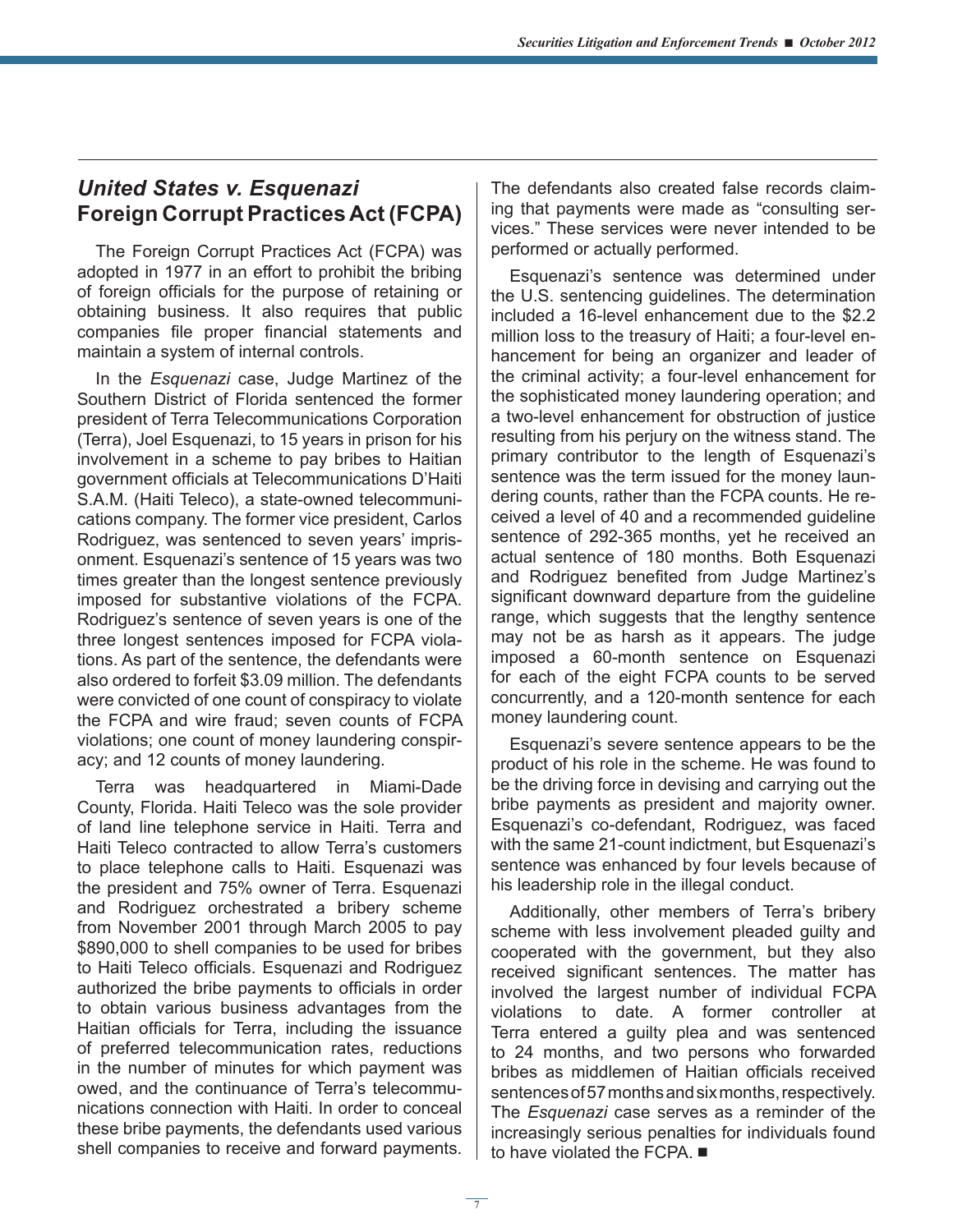## *United States v. Esquenazi*
## Foreign Corrupt Practices Act (FCPA)

The Foreign Corrupt Practices Act (FCPA) was adopted in 1977 in an effort to prohibit the bribing of foreign officials for the purpose of retaining or obtaining business. It also requires that public companies file proper financial statements and maintain a system of internal controls.

In the *Esquenazi* case, Judge Martinez of the Southern District of Florida sentenced the former president of Terra Telecommunications Corporation (Terra), Joel Esquenazi, to 15 years in prison for his involvement in a scheme to pay bribes to Haitian government officials at Telecommunications D'Haiti S.A.M. (Haiti Teleco), a state-owned telecommunications company. The former vice president, Carlos Rodriguez, was sentenced to seven years' imprisonment. Esquenazi's sentence of 15 years was two times greater than the longest sentence previously imposed for substantive violations of the FCPA. Rodriguez's sentence of seven years is one of the three longest sentences imposed for FCPA violations. As part of the sentence, the defendants were also ordered to forfeit $3.09 million. The defendants were convicted of one count of conspiracy to violate the FCPA and wire fraud; seven counts of FCPA violations; one count of money laundering conspiracy; and 12 counts of money laundering.

Terra was headquartered in Miami-Dade County, Florida. Haiti Teleco was the sole provider of land line telephone service in Haiti. Terra and Haiti Teleco contracted to allow Terra's customers to place telephone calls to Haiti. Esquenazi was the president and 75% owner of Terra. Esquenazi and Rodriguez orchestrated a bribery scheme from November 2001 through March 2005 to pay $890,000 to shell companies to be used for bribes to Haiti Teleco officials. Esquenazi and Rodriguez authorized the bribe payments to officials in order to obtain various business advantages from the Haitian officials for Terra, including the issuance of preferred telecommunication rates, reductions in the number of minutes for which payment was owed, and the continuance of Terra's telecommunications connection with Haiti. In order to conceal these bribe payments, the defendants used various shell companies to receive and forward payments. The defendants also created false records claiming that payments were made as "consulting services." These services were never intended to be performed or actually performed.

Esquenazi's sentence was determined under the U.S. sentencing guidelines. The determination included a 16-level enhancement due to the $2.2 million loss to the treasury of Haiti; a four-level enhancement for being an organizer and leader of the criminal activity; a four-level enhancement for the sophisticated money laundering operation; and a two-level enhancement for obstruction of justice resulting from his perjury on the witness stand. The primary contributor to the length of Esquenazi's sentence was the term issued for the money laundering counts, rather than the FCPA counts. He received a level of 40 and a recommended guideline sentence of 292-365 months, yet he received an actual sentence of 180 months. Both Esquenazi and Rodriguez benefited from Judge Martinez's significant downward departure from the guideline range, which suggests that the lengthy sentence may not be as harsh as it appears. The judge imposed a 60-month sentence on Esquenazi for each of the eight FCPA counts to be served concurrently, and a 120-month sentence for each money laundering count.

Esquenazi's severe sentence appears to be the product of his role in the scheme. He was found to be the driving force in devising and carrying out the bribe payments as president and majority owner. Esquenazi's co-defendant, Rodriguez, was faced with the same 21-count indictment, but Esquenazi's sentence was enhanced by four levels because of his leadership role in the illegal conduct.

Additionally, other members of Terra's bribery scheme with less involvement pleaded guilty and cooperated with the government, but they also received significant sentences. The matter has involved the largest number of individual FCPA violations to date. A former controller at Terra entered a guilty plea and was sentenced to 24 months, and two persons who forwarded bribes as middlemen of Haitian officials received sentences of 57 months and six months, respectively. The *Esquenazi* case serves as a reminder of the increasingly serious penalties for individuals found to have violated the FCPA. ■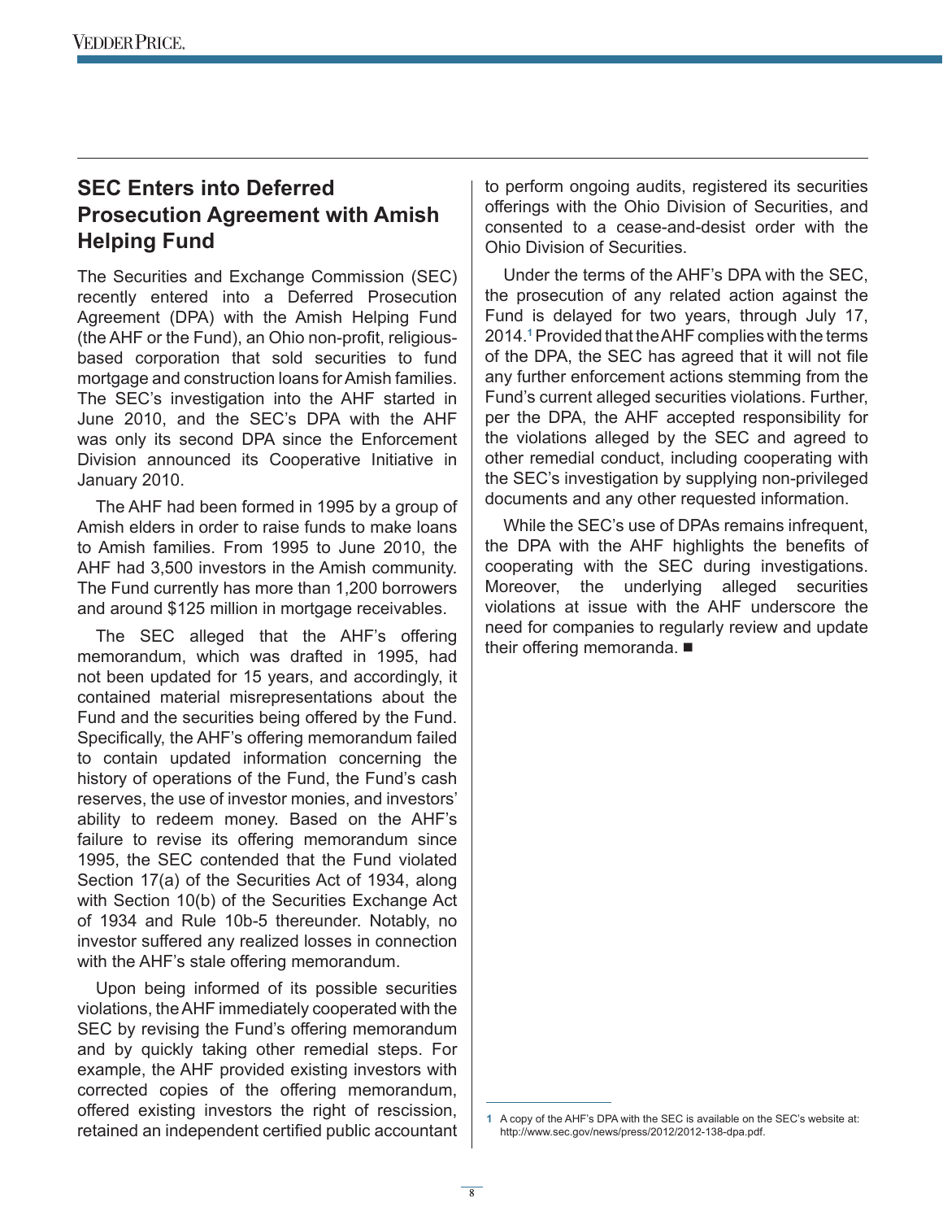## SEC Enters into Deferred Prosecution Agreement with Amish Helping Fund

The Securities and Exchange Commission (SEC) recently entered into a Deferred Prosecution Agreement (DPA) with the Amish Helping Fund (the AHF or the Fund), an Ohio non-profit, religious-based corporation that sold securities to fund mortgage and construction loans for Amish families. The SEC's investigation into the AHF started in June 2010, and the SEC's DPA with the AHF was only its second DPA since the Enforcement Division announced its Cooperative Initiative in January 2010.

The AHF had been formed in 1995 by a group of Amish elders in order to raise funds to make loans to Amish families. From 1995 to June 2010, the AHF had 3,500 investors in the Amish community. The Fund currently has more than 1,200 borrowers and around $125 million in mortgage receivables.

The SEC alleged that the AHF's offering memorandum, which was drafted in 1995, had not been updated for 15 years, and accordingly, it contained material misrepresentations about the Fund and the securities being offered by the Fund. Specifically, the AHF's offering memorandum failed to contain updated information concerning the history of operations of the Fund, the Fund's cash reserves, the use of investor monies, and investors' ability to redeem money. Based on the AHF's failure to revise its offering memorandum since 1995, the SEC contended that the Fund violated Section 17(a) of the Securities Act of 1934, along with Section 10(b) of the Securities Exchange Act of 1934 and Rule 10b-5 thereunder. Notably, no investor suffered any realized losses in connection with the AHF's stale offering memorandum.

Upon being informed of its possible securities violations, the AHF immediately cooperated with the SEC by revising the Fund's offering memorandum and by quickly taking other remedial steps. For example, the AHF provided existing investors with corrected copies of the offering memorandum, offered existing investors the right of rescission, retained an independent certified public accountant to perform ongoing audits, registered its securities offerings with the Ohio Division of Securities, and consented to a cease-and-desist order with the Ohio Division of Securities.

Under the terms of the AHF's DPA with the SEC, the prosecution of any related action against the Fund is delayed for two years, through July 17, 2014.[1] Provided that the AHF complies with the terms of the DPA, the SEC has agreed that it will not file any further enforcement actions stemming from the Fund's current alleged securities violations. Further, per the DPA, the AHF accepted responsibility for the violations alleged by the SEC and agreed to other remedial conduct, including cooperating with the SEC's investigation by supplying non-privileged documents and any other requested information.

While the SEC's use of DPAs remains infrequent, the DPA with the AHF highlights the benefits of cooperating with the SEC during investigations. Moreover, the underlying alleged securities violations at issue with the AHF underscore the need for companies to regularly review and update their offering memoranda. ■

---

1 A copy of the AHF's DPA with the SEC is available on the SEC's website at: http://www.sec.gov/news/press/2012/2012-138-dpa.pdf.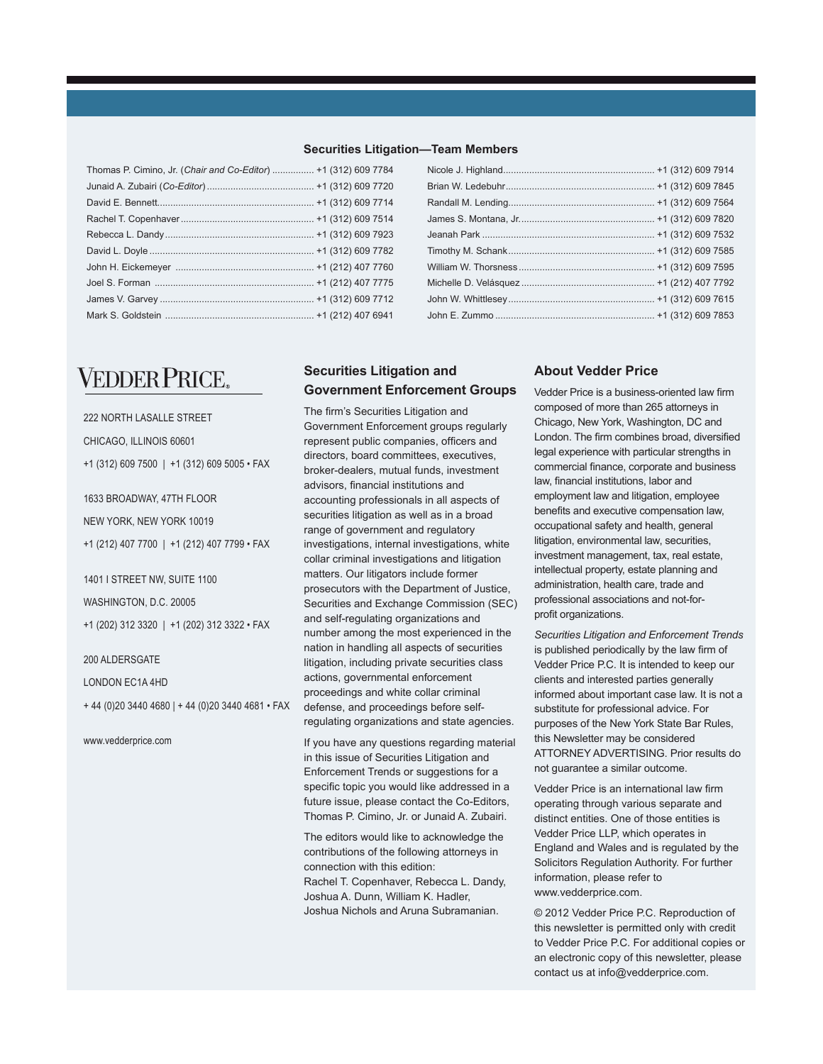### Securities Litigation—Team Members

| | |
|---|---|
| Thomas P. Cimino, Jr. (*Chair and Co-Editor*) | +1 (312) 609 7784 |
| Junaid A. Zubairi (*Co-Editor*) | +1 (312) 609 7720 |
| David E. Bennett | +1 (312) 609 7714 |
| Rachel T. Copenhaver | +1 (312) 609 7514 |
| Rebecca L. Dandy | +1 (312) 609 7923 |
| David L. Doyle | +1 (312) 609 7782 |
| John H. Eickemeyer | +1 (212) 407 7760 |
| Joel S. Forman | +1 (212) 407 7775 |
| James V. Garvey | +1 (312) 609 7712 |
| Mark S. Goldstein | +1 (212) 407 6941 |
| Nicole J. Highland | +1 (312) 609 7914 |
| Brian W. Ledebuhr | +1 (312) 609 7845 |
| Randall M. Lending | +1 (312) 609 7564 |
| James S. Montana, Jr. | +1 (312) 609 7820 |
| Jeanah Park | +1 (312) 609 7532 |
| Timothy M. Schank | +1 (312) 609 7585 |
| William W. Thorsness | +1 (312) 609 7595 |
| Michelle D. Velásquez | +1 (212) 407 7792 |
| John W. Whittlesey | +1 (312) 609 7615 |
| John E. Zummo | +1 (312) 609 7853 |

VEDDER PRICE.

222 NORTH LASALLE STREET
CHICAGO, ILLINOIS 60601
+1 (312) 609 7500 | +1 (312) 609 5005 • FAX

1633 BROADWAY, 47TH FLOOR
NEW YORK, NEW YORK 10019
+1 (212) 407 7700 | +1 (212) 407 7799 • FAX

1401 I STREET NW, SUITE 1100
WASHINGTON, D.C. 20005
+1 (202) 312 3320 | +1 (202) 312 3322 • FAX

200 ALDERSGATE
LONDON EC1A 4HD
+ 44 (0)20 3440 4680 | + 44 (0)20 3440 4681 • FAX

www.vedderprice.com

## Securities Litigation and Government Enforcement Groups

The firm's Securities Litigation and Government Enforcement groups regularly represent public companies, officers and directors, board committees, executives, broker-dealers, mutual funds, investment advisors, financial institutions and accounting professionals in all aspects of securities litigation as well as in a broad range of government and regulatory investigations, internal investigations, white collar criminal investigations and litigation matters. Our litigators include former prosecutors with the Department of Justice, Securities and Exchange Commission (SEC) and self-regulating organizations and number among the most experienced in the nation in handling all aspects of securities litigation, including private securities class actions, governmental enforcement proceedings and white collar criminal defense, and proceedings before self-regulating organizations and state agencies.

If you have any questions regarding material in this issue of Securities Litigation and Enforcement Trends or suggestions for a specific topic you would like addressed in a future issue, please contact the Co-Editors, Thomas P. Cimino, Jr. or Junaid A. Zubairi.

The editors would like to acknowledge the contributions of the following attorneys in connection with this edition:
Rachel T. Copenhaver, Rebecca L. Dandy, Joshua A. Dunn, William K. Hadler, Joshua Nichols and Aruna Subramanian.

## About Vedder Price

Vedder Price is a business-oriented law firm composed of more than 265 attorneys in Chicago, New York, Washington, DC and London. The firm combines broad, diversified legal experience with particular strengths in commercial finance, corporate and business law, financial institutions, labor and employment law and litigation, employee benefits and executive compensation law, occupational safety and health, general litigation, environmental law, securities, investment management, tax, real estate, intellectual property, estate planning and administration, health care, trade and professional associations and not-for-profit organizations.

*Securities Litigation and Enforcement Trends* is published periodically by the law firm of Vedder Price P.C. It is intended to keep our clients and interested parties generally informed about important case law. It is not a substitute for professional advice. For purposes of the New York State Bar Rules, this Newsletter may be considered ATTORNEY ADVERTISING. Prior results do not guarantee a similar outcome.

Vedder Price is an international law firm operating through various separate and distinct entities. One of those entities is Vedder Price LLP, which operates in England and Wales and is regulated by the Solicitors Regulation Authority. For further information, please refer to www.vedderprice.com.

© 2012 Vedder Price P.C. Reproduction of this newsletter is permitted only with credit to Vedder Price P.C. For additional copies or an electronic copy of this newsletter, please contact us at info@vedderprice.com.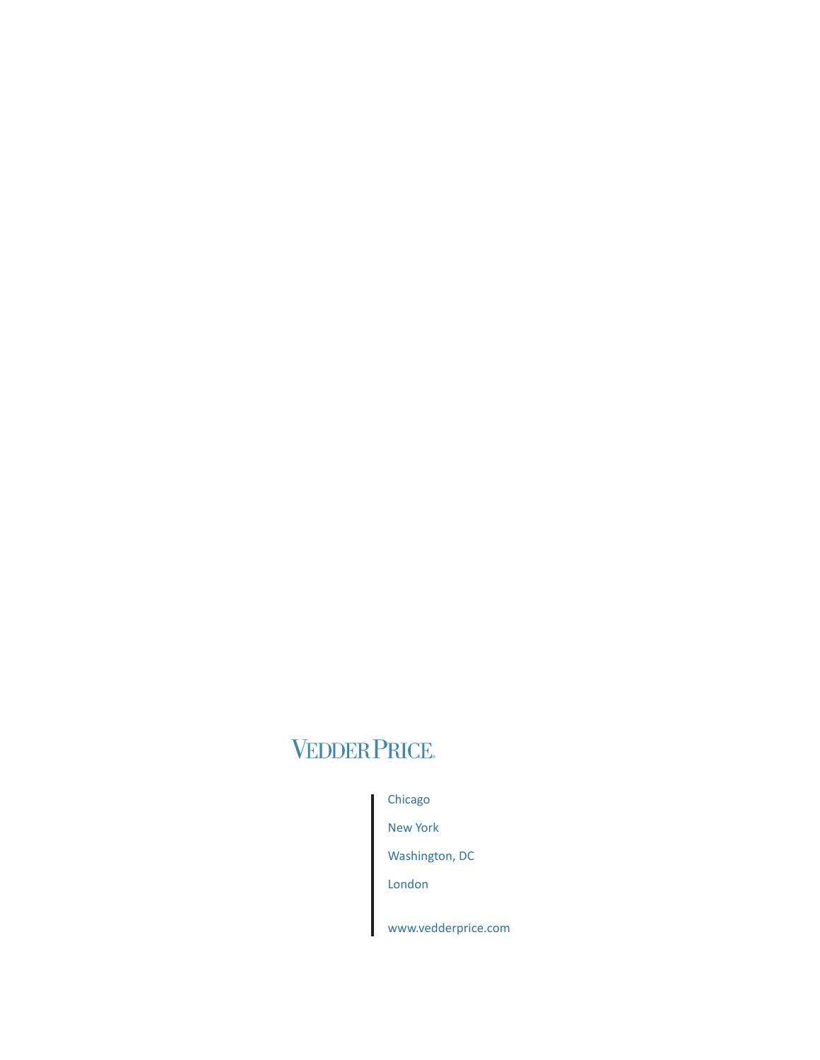VEDDER PRICE®

Chicago

New York

Washington, DC

London

www.vedderprice.com